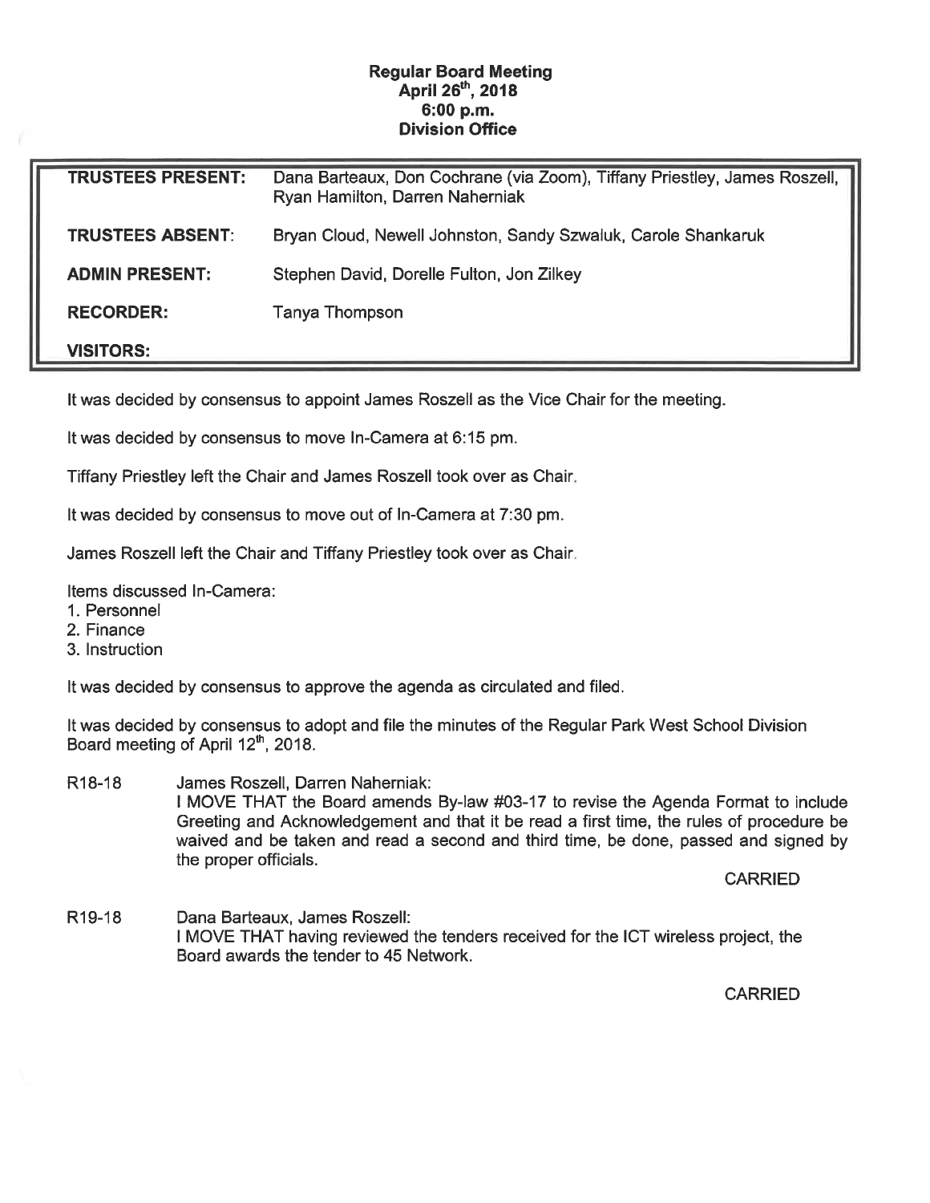**Regular Board Meeting**
**April 26th, 2018**
**6:00 p.m.**
**Division Office**

| | |
|---|---|
| **TRUSTEES PRESENT:** | Dana Barteaux, Don Cochrane (via Zoom), Tiffany Priestley, James Roszell, Ryan Hamilton, Darren Naherniak |
| **TRUSTEES ABSENT:** | Bryan Cloud, Newell Johnston, Sandy Szwaluk, Carole Shankaruk |
| **ADMIN PRESENT:** | Stephen David, Dorelle Fulton, Jon Zilkey |
| **RECORDER:** | Tanya Thompson |
| **VISITORS:** | |

It was decided by consensus to appoint James Roszell as the Vice Chair for the meeting.

It was decided by consensus to move In-Camera at 6:15 pm.

Tiffany Priestley left the Chair and James Roszell took over as Chair.

It was decided by consensus to move out of In-Camera at 7:30 pm.

James Roszell left the Chair and Tiffany Priestley took over as Chair.

Items discussed In-Camera:

1. Personnel
2. Finance
3. Instruction

It was decided by consensus to approve the agenda as circulated and filed.

It was decided by consensus to adopt and file the minutes of the Regular Park West School Division Board meeting of April 12th, 2018.

R18-18 James Roszell, Darren Naherniak:
I MOVE THAT the Board amends By-law #03-17 to revise the Agenda Format to include Greeting and Acknowledgement and that it be read a first time, the rules of procedure be waived and be taken and read a second and third time, be done, passed and signed by the proper officials.

CARRIED

R19-18 Dana Barteaux, James Roszell:
I MOVE THAT having reviewed the tenders received for the ICT wireless project, the Board awards the tender to 45 Network.

CARRIED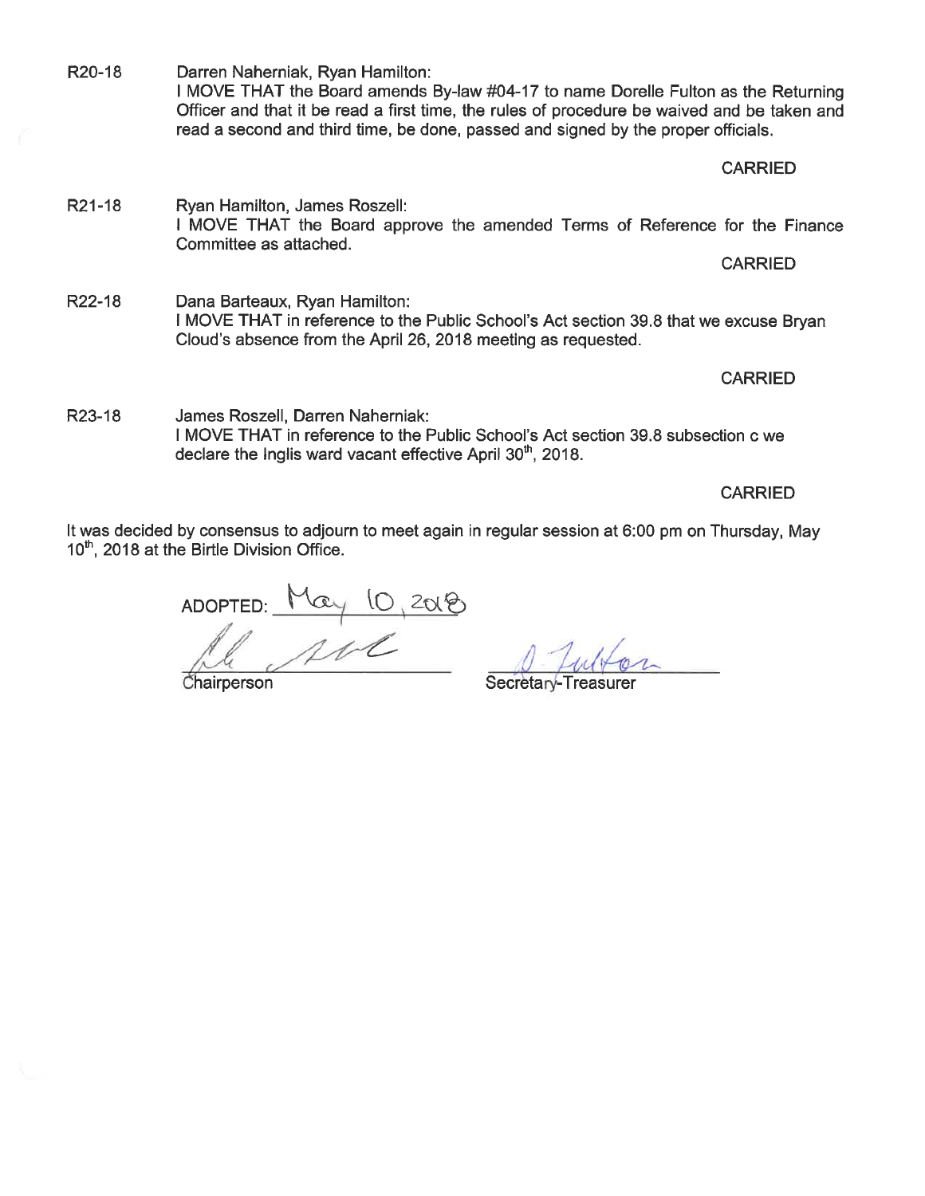R20-18 Darren Naherniak, Ryan Hamilton:
I MOVE THAT the Board amends By-law #04-17 to name Dorelle Fulton as the Returning Officer and that it be read a first time, the rules of procedure be waived and be taken and read a second and third time, be done, passed and signed by the proper officials.

CARRIED

R21-18 Ryan Hamilton, James Roszell:
I MOVE THAT the Board approve the amended Terms of Reference for the Finance Committee as attached.

CARRIED

R22-18 Dana Barteaux, Ryan Hamilton:
I MOVE THAT in reference to the Public School's Act section 39.8 that we excuse Bryan Cloud's absence from the April 26, 2018 meeting as requested.

CARRIED

R23-18 James Roszell, Darren Naherniak:
I MOVE THAT in reference to the Public School's Act section 39.8 subsection c we declare the Inglis ward vacant effective April 30th, 2018.

CARRIED

It was decided by consensus to adjourn to meet again in regular session at 6:00 pm on Thursday, May 10th, 2018 at the Birtle Division Office.

ADOPTED: May 10, 2018

Chairperson

Secretary-Treasurer